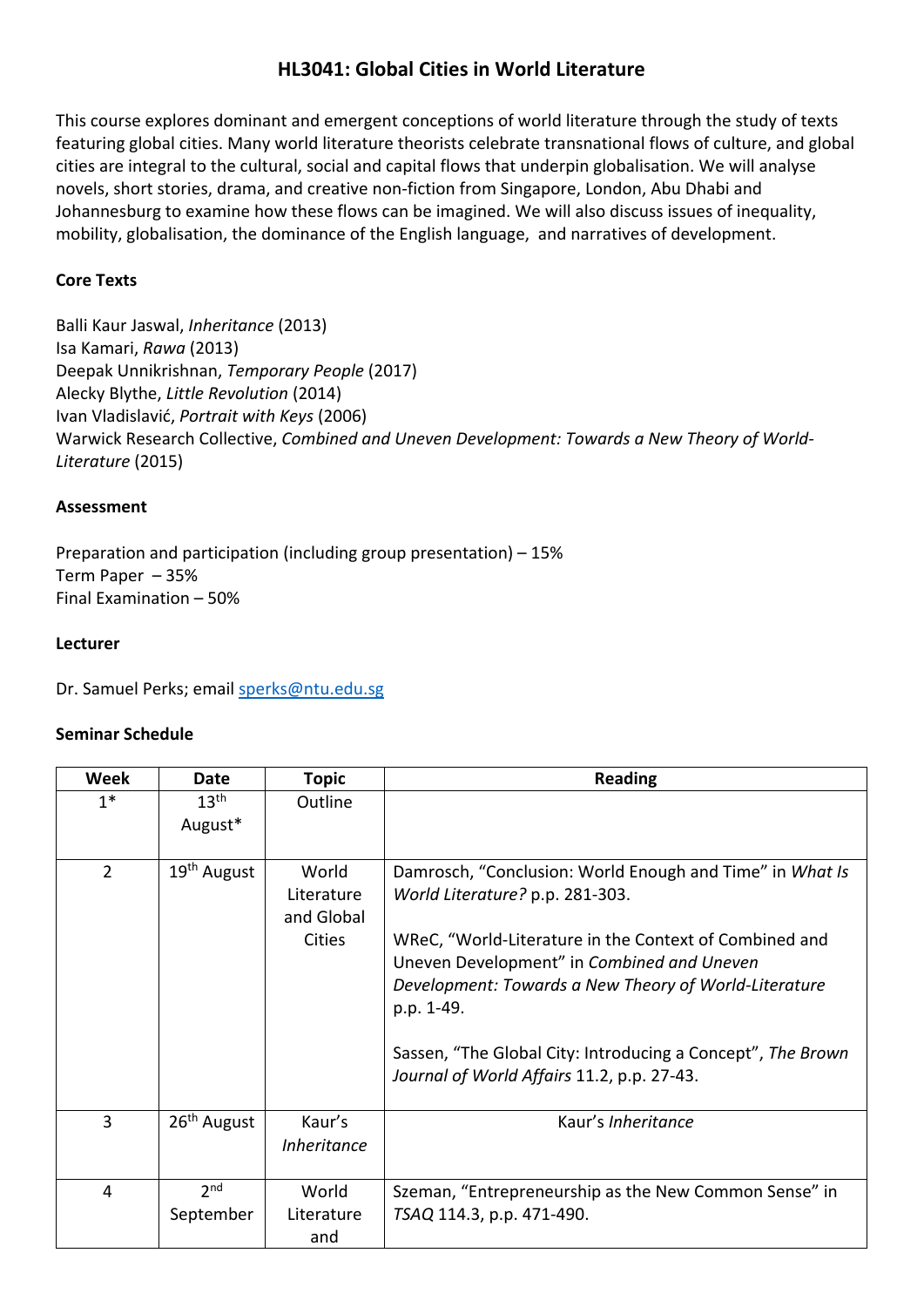# HL3041: Global Cities in World Literature

This course explores dominant and emergent conceptions of world literature through the study of texts featuring global cities. Many world literature theorists celebrate transnational flows of culture, and global cities are integral to the cultural, social and capital flows that underpin globalisation. We will analyse novels, short stories, drama, and creative non-fiction from Singapore, London, Abu Dhabi and Johannesburg to examine how these flows can be imagined. We will also discuss issues of inequality, mobility, globalisation, the dominance of the English language, and narratives of development.

**Core Texts**

Balli Kaur Jaswal, *Inheritance* (2013)
Isa Kamari, *Rawa* (2013)
Deepak Unnikrishnan, *Temporary People* (2017)
Alecky Blythe, *Little Revolution* (2014)
Ivan Vladislavić, *Portrait with Keys* (2006)
Warwick Research Collective, *Combined and Uneven Development: Towards a New Theory of World-Literature* (2015)

**Assessment**

Preparation and participation (including group presentation) – 15%
Term Paper – 35%
Final Examination – 50%

**Lecturer**

Dr. Samuel Perks; email sperks@ntu.edu.sg

**Seminar Schedule**

| Week | Date | Topic | Reading |
|---|---|---|---|
| 1* | 13th August* | Outline | |
| 2 | 19th August | World Literature and Global Cities | Damrosch, "Conclusion: World Enough and Time" in *What Is World Literature?* p.p. 281-303.<br><br>WReC, "World-Literature in the Context of Combined and Uneven Development" in *Combined and Uneven Development: Towards a New Theory of World-Literature* p.p. 1-49.<br><br>Sassen, "The Global City: Introducing a Concept", *The Brown Journal of World Affairs* 11.2, p.p. 27-43. |
| 3 | 26th August | Kaur's *Inheritance* | Kaur's *Inheritance* |
| 4 | 2nd September | World Literature and | Szeman, "Entrepreneurship as the New Common Sense" in *TSAQ* 114.3, p.p. 471-490. |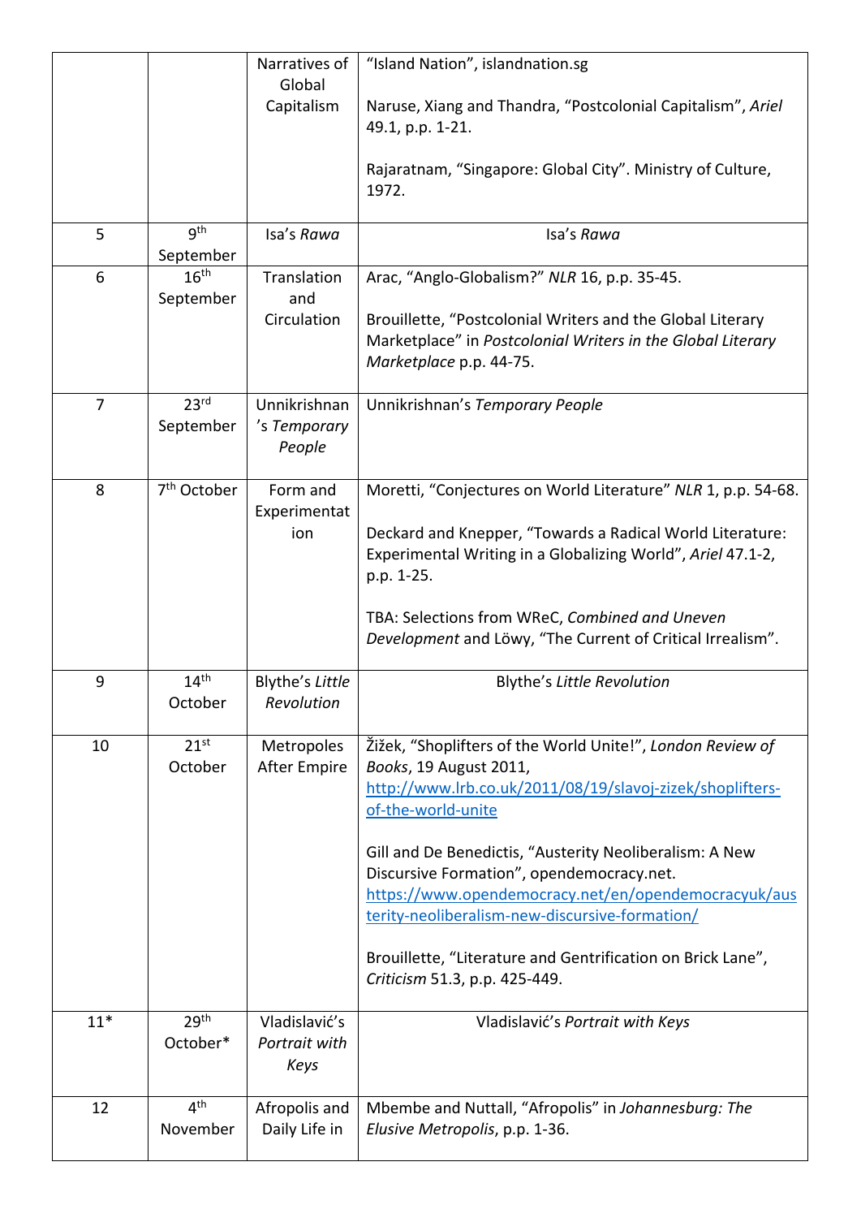|  |  | Narratives of Global Capitalism | "Island Nation", islandnation.sg<br><br>Naruse, Xiang and Thandra, "Postcolonial Capitalism", *Ariel* 49.1, p.p. 1-21.<br><br>Rajaratnam, "Singapore: Global City". Ministry of Culture, 1972. |
|---|---|---|---|
| 5 | 9th September | Isa's *Rawa* | Isa's *Rawa* |
| 6 | 16th September | Translation and Circulation | Arac, "Anglo-Globalism?" *NLR* 16, p.p. 35-45.<br><br>Brouillette, "Postcolonial Writers and the Global Literary Marketplace" in *Postcolonial Writers in the Global Literary Marketplace* p.p. 44-75. |
| 7 | 23rd September | Unnikrishnan's *Temporary People* | Unnikrishnan's *Temporary People* |
| 8 | 7th October | Form and Experimentation | Moretti, "Conjectures on World Literature" *NLR* 1, p.p. 54-68.<br><br>Deckard and Knepper, "Towards a Radical World Literature: Experimental Writing in a Globalizing World", *Ariel* 47.1-2, p.p. 1-25.<br><br>TBA: Selections from WReC, *Combined and Uneven Development* and Löwy, "The Current of Critical Irrealism". |
| 9 | 14th October | Blythe's *Little Revolution* | Blythe's *Little Revolution* |
| 10 | 21st October | Metropoles After Empire | Žižek, "Shoplifters of the World Unite!", *London Review of Books*, 19 August 2011, http://www.lrb.co.uk/2011/08/19/slavoj-zizek/shoplifters-of-the-world-unite<br><br>Gill and De Benedictis, "Austerity Neoliberalism: A New Discursive Formation", opendemocracy.net. https://www.opendemocracy.net/en/opendemocracyuk/austerity-neoliberalism-new-discursive-formation/<br><br>Brouillette, "Literature and Gentrification on Brick Lane", *Criticism* 51.3, p.p. 425-449. |
| 11* | 29th October* | Vladislavić's *Portrait with Keys* | Vladislavić's *Portrait with Keys* |
| 12 | 4th November | Afropolis and Daily Life in | Mbembe and Nuttall, "Afropolis" in *Johannesburg: The Elusive Metropolis*, p.p. 1-36. |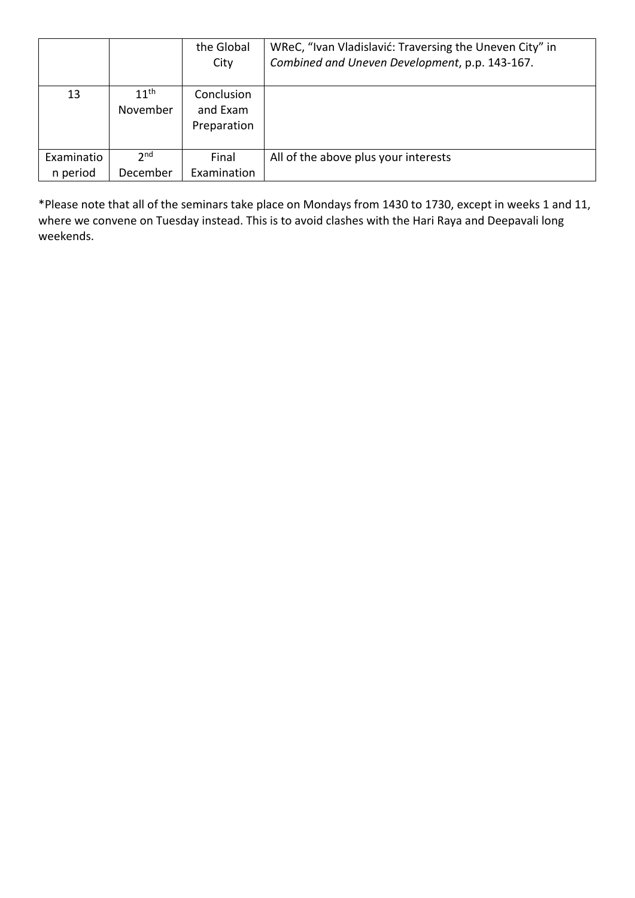| | | | |
|---|---|---|---|
| | | the Global City | WReC, "Ivan Vladislavić: Traversing the Uneven City" in *Combined and Uneven Development*, p.p. 143-167. |
| 13 | 11th November | Conclusion and Exam Preparation | |
| Examination period | 2nd December | Final Examination | All of the above plus your interests |

*Please note that all of the seminars take place on Mondays from 1430 to 1730, except in weeks 1 and 11, where we convene on Tuesday instead. This is to avoid clashes with the Hari Raya and Deepavali long weekends.